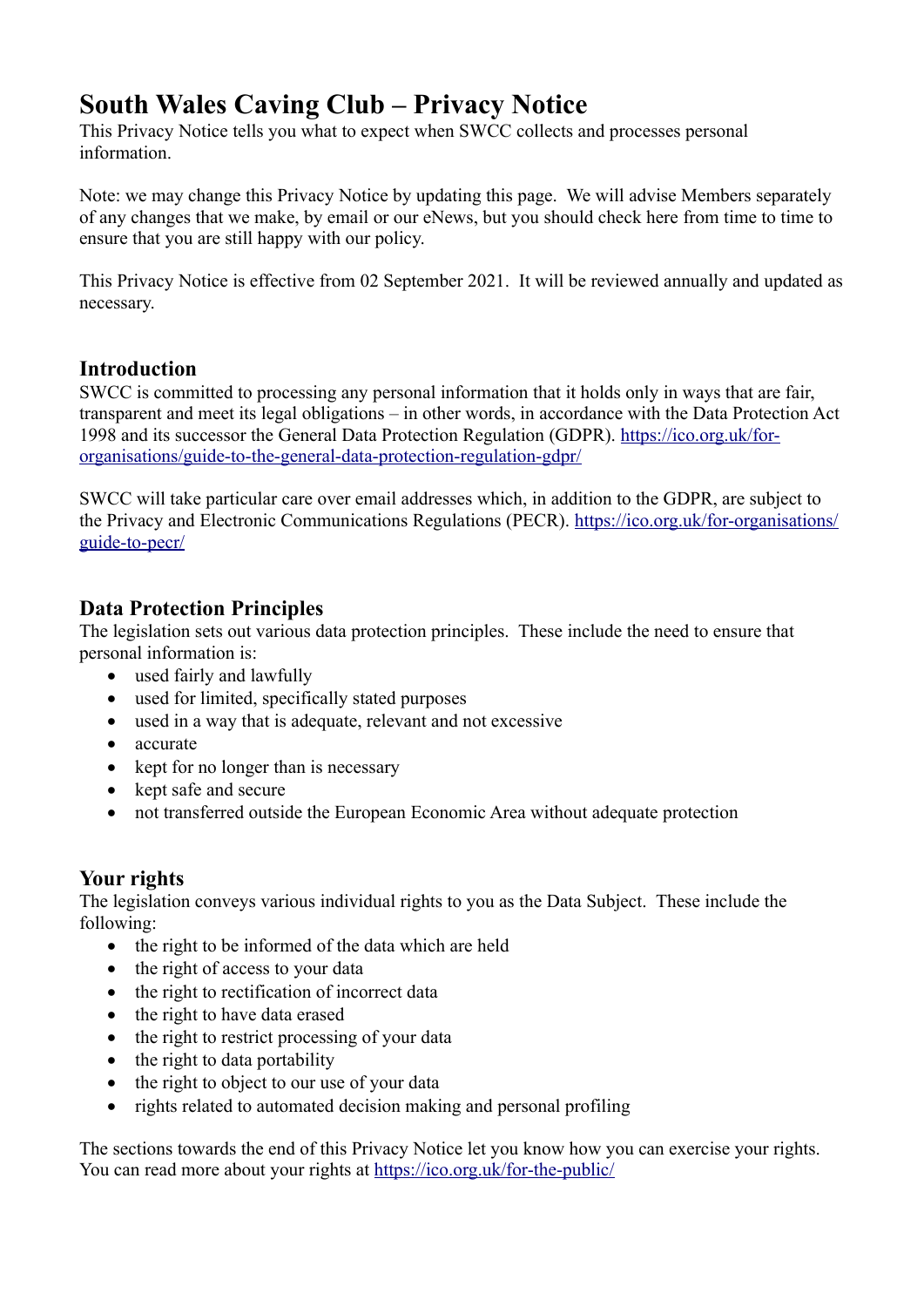# South Wales Caving Club – Privacy Notice

This Privacy Notice tells you what to expect when SWCC collects and processes personal information.

Note: we may change this Privacy Notice by updating this page. We will advise Members separately of any changes that we make, by email or our eNews, but you should check here from time to time to ensure that you are still happy with our policy.

This Privacy Notice is effective from 02 September 2021. It will be reviewed annually and updated as necessary.

## Introduction

SWCC is committed to processing any personal information that it holds only in ways that are fair, transparent and meet its legal obligations – in other words, in accordance with the Data Protection Act 1998 and its successor the General Data Protection Regulation (GDPR). https://ico.org.uk/for-organisations/guide-to-the-general-data-protection-regulation-gdpr/

SWCC will take particular care over email addresses which, in addition to the GDPR, are subject to the Privacy and Electronic Communications Regulations (PECR). https://ico.org.uk/for-organisations/guide-to-pecr/

## Data Protection Principles

The legislation sets out various data protection principles. These include the need to ensure that personal information is:

- used fairly and lawfully
- used for limited, specifically stated purposes
- used in a way that is adequate, relevant and not excessive
- accurate
- kept for no longer than is necessary
- kept safe and secure
- not transferred outside the European Economic Area without adequate protection

## Your rights

The legislation conveys various individual rights to you as the Data Subject. These include the following:

- the right to be informed of the data which are held
- the right of access to your data
- the right to rectification of incorrect data
- the right to have data erased
- the right to restrict processing of your data
- the right to data portability
- the right to object to our use of your data
- rights related to automated decision making and personal profiling

The sections towards the end of this Privacy Notice let you know how you can exercise your rights. You can read more about your rights at https://ico.org.uk/for-the-public/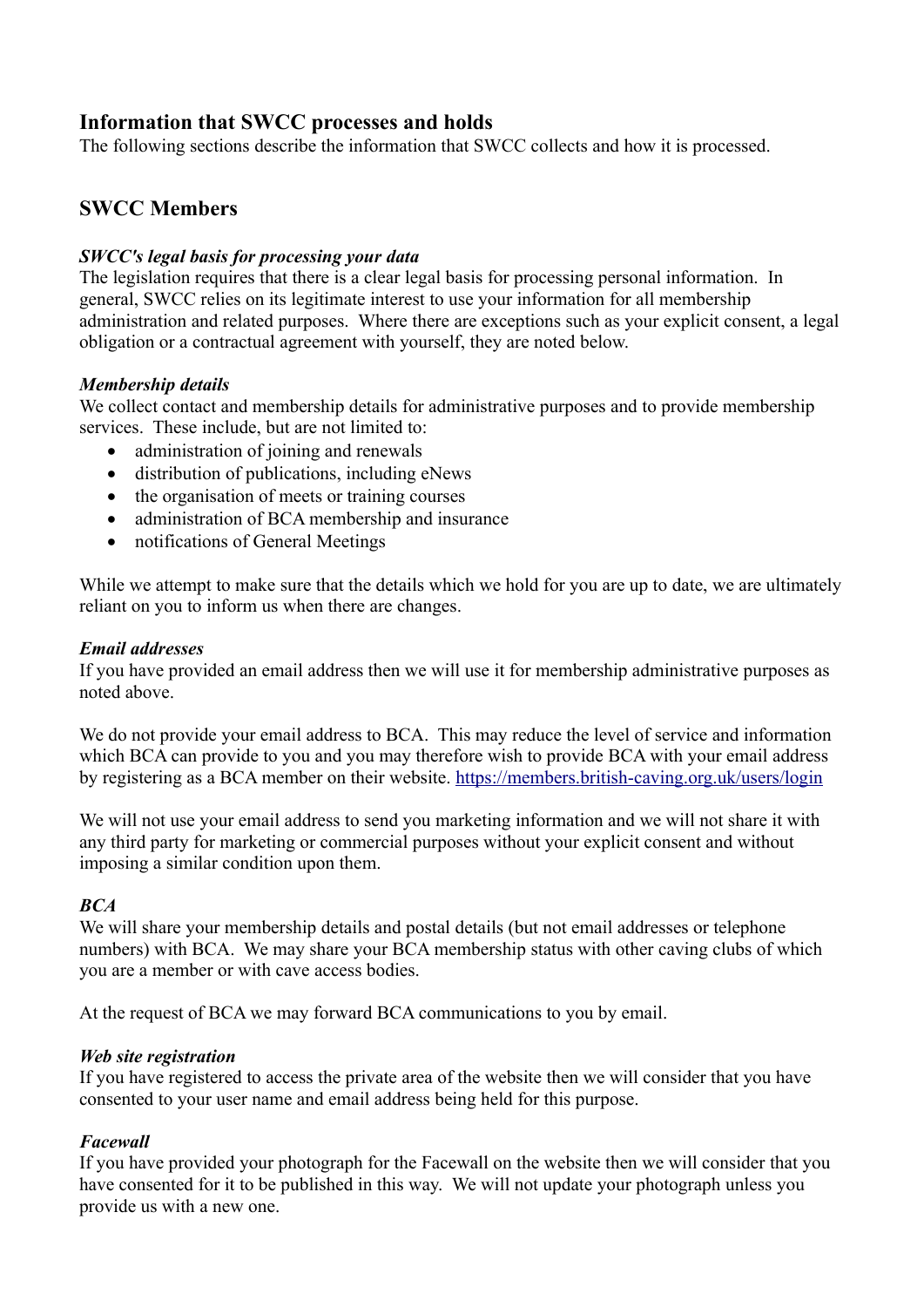## Information that SWCC processes and holds

The following sections describe the information that SWCC collects and how it is processed.

## SWCC Members

***SWCC's legal basis for processing your data***

The legislation requires that there is a clear legal basis for processing personal information. In general, SWCC relies on its legitimate interest to use your information for all membership administration and related purposes. Where there are exceptions such as your explicit consent, a legal obligation or a contractual agreement with yourself, they are noted below.

***Membership details***

We collect contact and membership details for administrative purposes and to provide membership services. These include, but are not limited to:

- administration of joining and renewals
- distribution of publications, including eNews
- the organisation of meets or training courses
- administration of BCA membership and insurance
- notifications of General Meetings

While we attempt to make sure that the details which we hold for you are up to date, we are ultimately reliant on you to inform us when there are changes.

***Email addresses***

If you have provided an email address then we will use it for membership administrative purposes as noted above.

We do not provide your email address to BCA. This may reduce the level of service and information which BCA can provide to you and you may therefore wish to provide BCA with your email address by registering as a BCA member on their website. [https://members.british-caving.org.uk/users/login](https://members.british-caving.org.uk/users/login)

We will not use your email address to send you marketing information and we will not share it with any third party for marketing or commercial purposes without your explicit consent and without imposing a similar condition upon them.

***BCA***

We will share your membership details and postal details (but not email addresses or telephone numbers) with BCA. We may share your BCA membership status with other caving clubs of which you are a member or with cave access bodies.

At the request of BCA we may forward BCA communications to you by email.

***Web site registration***

If you have registered to access the private area of the website then we will consider that you have consented to your user name and email address being held for this purpose.

***Facewall***

If you have provided your photograph for the Facewall on the website then we will consider that you have consented for it to be published in this way. We will not update your photograph unless you provide us with a new one.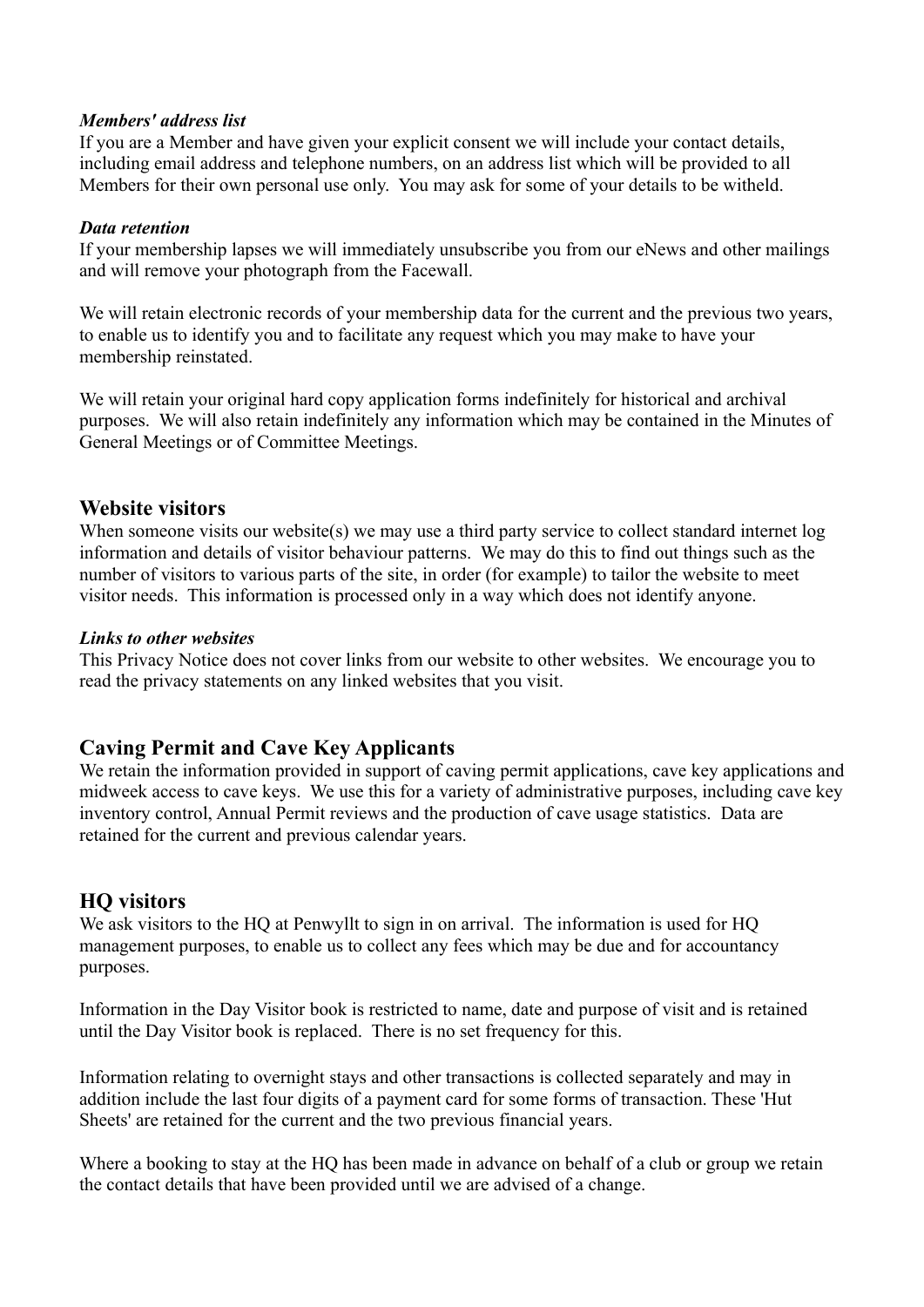***Members' address list***

If you are a Member and have given your explicit consent we will include your contact details, including email address and telephone numbers, on an address list which will be provided to all Members for their own personal use only. You may ask for some of your details to be witheld.

***Data retention***

If your membership lapses we will immediately unsubscribe you from our eNews and other mailings and will remove your photograph from the Facewall.

We will retain electronic records of your membership data for the current and the previous two years, to enable us to identify you and to facilitate any request which you may make to have your membership reinstated.

We will retain your original hard copy application forms indefinitely for historical and archival purposes. We will also retain indefinitely any information which may be contained in the Minutes of General Meetings or of Committee Meetings.

## Website visitors

When someone visits our website(s) we may use a third party service to collect standard internet log information and details of visitor behaviour patterns. We may do this to find out things such as the number of visitors to various parts of the site, in order (for example) to tailor the website to meet visitor needs. This information is processed only in a way which does not identify anyone.

***Links to other websites***

This Privacy Notice does not cover links from our website to other websites. We encourage you to read the privacy statements on any linked websites that you visit.

## Caving Permit and Cave Key Applicants

We retain the information provided in support of caving permit applications, cave key applications and midweek access to cave keys. We use this for a variety of administrative purposes, including cave key inventory control, Annual Permit reviews and the production of cave usage statistics. Data are retained for the current and previous calendar years.

## HQ visitors

We ask visitors to the HQ at Penwyllt to sign in on arrival. The information is used for HQ management purposes, to enable us to collect any fees which may be due and for accountancy purposes.

Information in the Day Visitor book is restricted to name, date and purpose of visit and is retained until the Day Visitor book is replaced. There is no set frequency for this.

Information relating to overnight stays and other transactions is collected separately and may in addition include the last four digits of a payment card for some forms of transaction. These 'Hut Sheets' are retained for the current and the two previous financial years.

Where a booking to stay at the HQ has been made in advance on behalf of a club or group we retain the contact details that have been provided until we are advised of a change.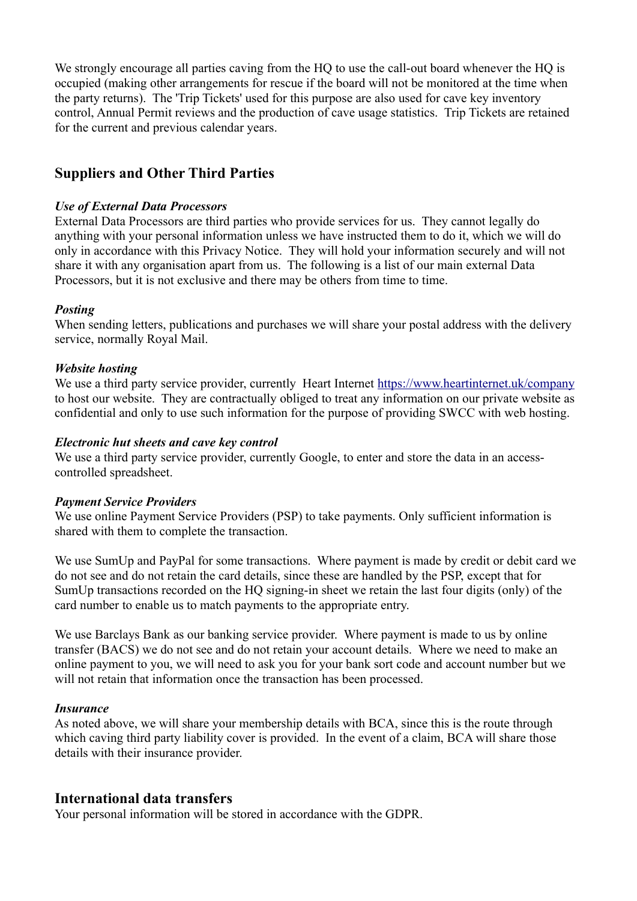We strongly encourage all parties caving from the HQ to use the call-out board whenever the HQ is occupied (making other arrangements for rescue if the board will not be monitored at the time when the party returns). The 'Trip Tickets' used for this purpose are also used for cave key inventory control, Annual Permit reviews and the production of cave usage statistics. Trip Tickets are retained for the current and previous calendar years.

## Suppliers and Other Third Parties

***Use of External Data Processors***
External Data Processors are third parties who provide services for us. They cannot legally do anything with your personal information unless we have instructed them to do it, which we will do only in accordance with this Privacy Notice. They will hold your information securely and will not share it with any organisation apart from us. The following is a list of our main external Data Processors, but it is not exclusive and there may be others from time to time.

***Posting***
When sending letters, publications and purchases we will share your postal address with the delivery service, normally Royal Mail.

***Website hosting***
We use a third party service provider, currently Heart Internet [https://www.heartinternet.uk/company](https://www.heartinternet.uk/company) to host our website. They are contractually obliged to treat any information on our private website as confidential and only to use such information for the purpose of providing SWCC with web hosting.

***Electronic hut sheets and cave key control***
We use a third party service provider, currently Google, to enter and store the data in an access-controlled spreadsheet.

***Payment Service Providers***
We use online Payment Service Providers (PSP) to take payments. Only sufficient information is shared with them to complete the transaction.

We use SumUp and PayPal for some transactions. Where payment is made by credit or debit card we do not see and do not retain the card details, since these are handled by the PSP, except that for SumUp transactions recorded on the HQ signing-in sheet we retain the last four digits (only) of the card number to enable us to match payments to the appropriate entry.

We use Barclays Bank as our banking service provider. Where payment is made to us by online transfer (BACS) we do not see and do not retain your account details. Where we need to make an online payment to you, we will need to ask you for your bank sort code and account number but we will not retain that information once the transaction has been processed.

***Insurance***
As noted above, we will share your membership details with BCA, since this is the route through which caving third party liability cover is provided. In the event of a claim, BCA will share those details with their insurance provider.

## International data transfers

Your personal information will be stored in accordance with the GDPR.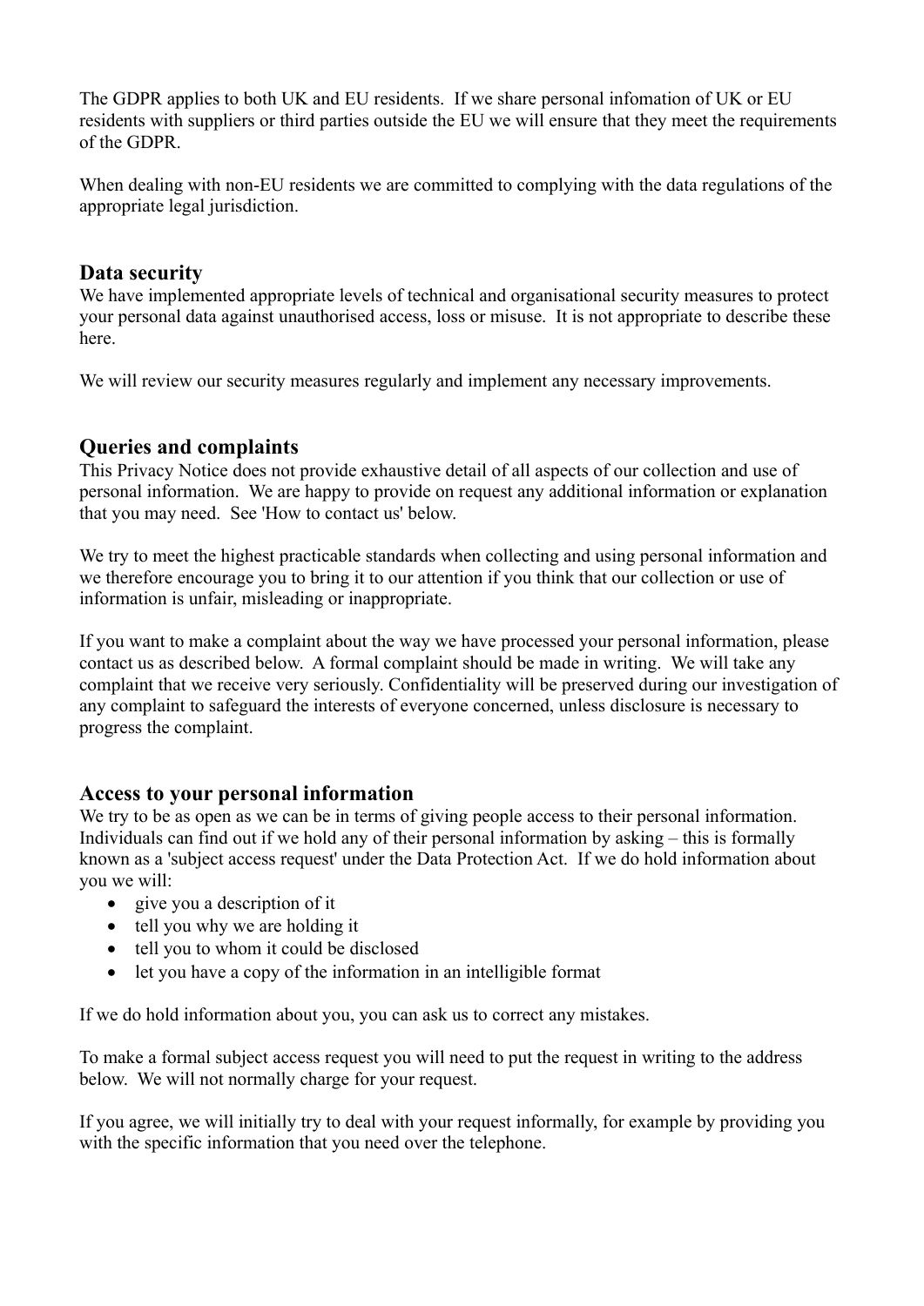The GDPR applies to both UK and EU residents. If we share personal infomation of UK or EU residents with suppliers or third parties outside the EU we will ensure that they meet the requirements of the GDPR.

When dealing with non-EU residents we are committed to complying with the data regulations of the appropriate legal jurisdiction.

## Data security

We have implemented appropriate levels of technical and organisational security measures to protect your personal data against unauthorised access, loss or misuse. It is not appropriate to describe these here.

We will review our security measures regularly and implement any necessary improvements.

## Queries and complaints

This Privacy Notice does not provide exhaustive detail of all aspects of our collection and use of personal information. We are happy to provide on request any additional information or explanation that you may need. See 'How to contact us' below.

We try to meet the highest practicable standards when collecting and using personal information and we therefore encourage you to bring it to our attention if you think that our collection or use of information is unfair, misleading or inappropriate.

If you want to make a complaint about the way we have processed your personal information, please contact us as described below. A formal complaint should be made in writing. We will take any complaint that we receive very seriously. Confidentiality will be preserved during our investigation of any complaint to safeguard the interests of everyone concerned, unless disclosure is necessary to progress the complaint.

## Access to your personal information

We try to be as open as we can be in terms of giving people access to their personal information. Individuals can find out if we hold any of their personal information by asking – this is formally known as a 'subject access request' under the Data Protection Act. If we do hold information about you we will:

- give you a description of it
- tell you why we are holding it
- tell you to whom it could be disclosed
- let you have a copy of the information in an intelligible format

If we do hold information about you, you can ask us to correct any mistakes.

To make a formal subject access request you will need to put the request in writing to the address below. We will not normally charge for your request.

If you agree, we will initially try to deal with your request informally, for example by providing you with the specific information that you need over the telephone.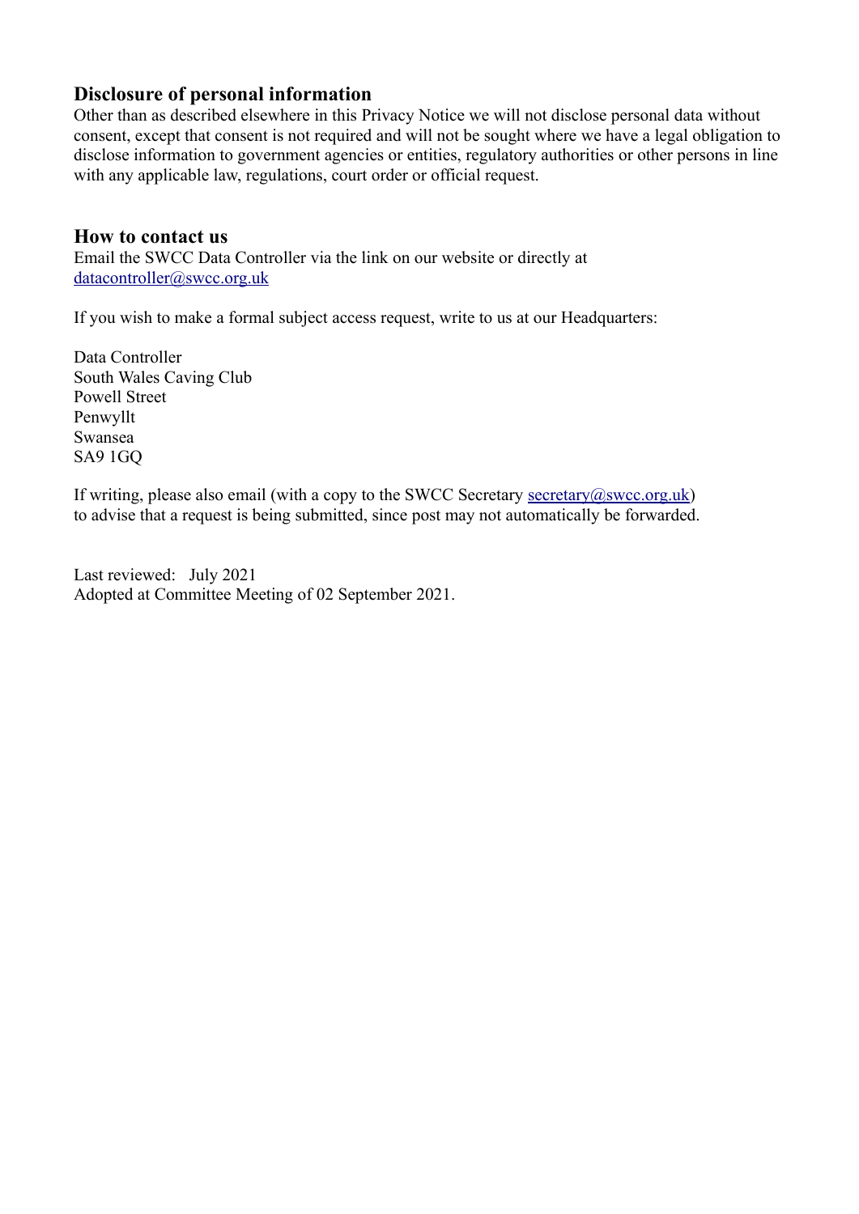## Disclosure of personal information

Other than as described elsewhere in this Privacy Notice we will not disclose personal data without consent, except that consent is not required and will not be sought where we have a legal obligation to disclose information to government agencies or entities, regulatory authorities or other persons in line with any applicable law, regulations, court order or official request.

## How to contact us

Email the SWCC Data Controller via the link on our website or directly at datacontroller@swcc.org.uk

If you wish to make a formal subject access request, write to us at our Headquarters:

Data Controller
South Wales Caving Club
Powell Street
Penwyllt
Swansea
SA9 1GQ

If writing, please also email (with a copy to the SWCC Secretary secretary@swcc.org.uk) to advise that a request is being submitted, since post may not automatically be forwarded.

Last reviewed: July 2021
Adopted at Committee Meeting of 02 September 2021.